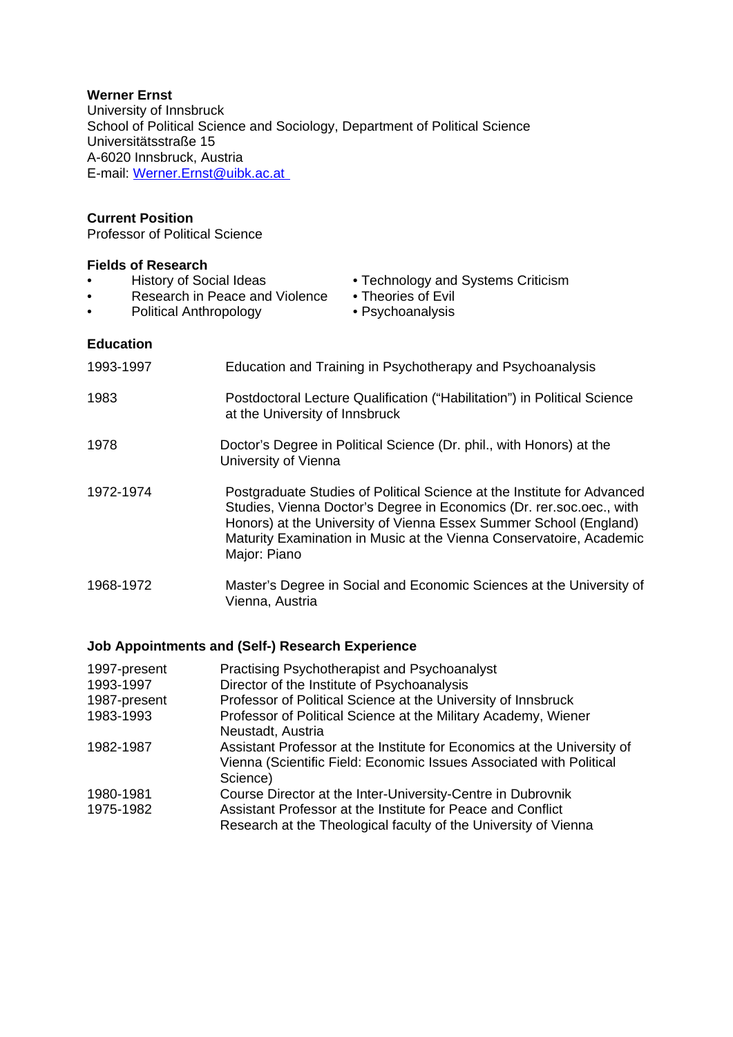**Werner Ernst**
University of Innsbruck
School of Political Science and Sociology, Department of Political Science
Universitätsstraße 15
A-6020 Innsbruck, Austria
E-mail: Werner.Ernst@uibk.ac.at

## Current Position

Professor of Political Science

## Fields of Research

- History of Social Ideas
- Research in Peace and Violence
- Political Anthropology
- Technology and Systems Criticism
- Theories of Evil
- Psychoanalysis

## Education

| | |
|---|---|
| 1993-1997 | Education and Training in Psychotherapy and Psychoanalysis |
| 1983 | Postdoctoral Lecture Qualification ("Habilitation") in Political Science at the University of Innsbruck |
| 1978 | Doctor's Degree in Political Science (Dr. phil., with Honors) at the University of Vienna |
| 1972-1974 | Postgraduate Studies of Political Science at the Institute for Advanced Studies, Vienna Doctor's Degree in Economics (Dr. rer.soc.oec., with Honors) at the University of Vienna Essex Summer School (England) Maturity Examination in Music at the Vienna Conservatoire, Academic Major: Piano |
| 1968-1972 | Master's Degree in Social and Economic Sciences at the University of Vienna, Austria |

## Job Appointments and (Self-) Research Experience

| | |
|---|---|
| 1997-present | Practising Psychotherapist and Psychoanalyst |
| 1993-1997 | Director of the Institute of Psychoanalysis |
| 1987-present | Professor of Political Science at the University of Innsbruck |
| 1983-1993 | Professor of Political Science at the Military Academy, Wiener Neustadt, Austria |
| 1982-1987 | Assistant Professor at the Institute for Economics at the University of Vienna (Scientific Field: Economic Issues Associated with Political Science) |
| 1980-1981 | Course Director at the Inter-University-Centre in Dubrovnik |
| 1975-1982 | Assistant Professor at the Institute for Peace and Conflict Research at the Theological faculty of the University of Vienna |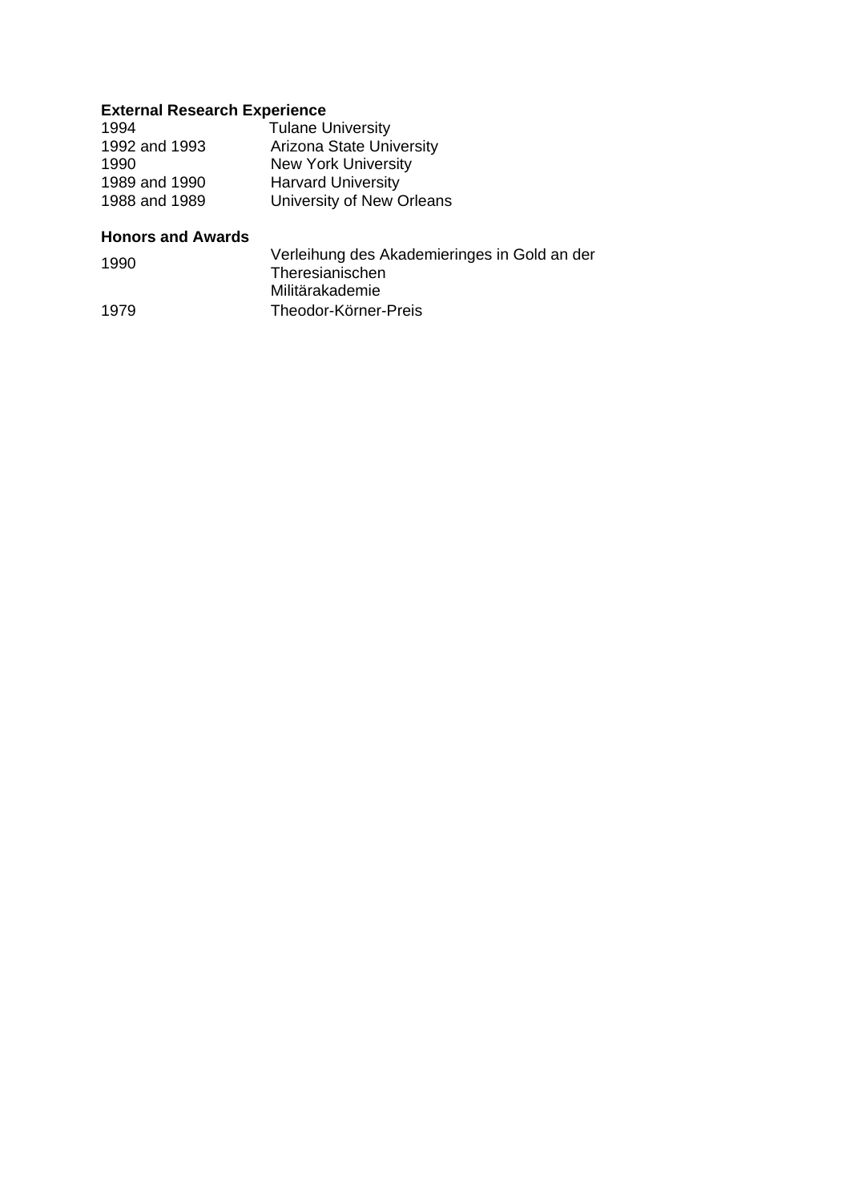**External Research Experience**

| | |
|---|---|
| 1994 | Tulane University |
| 1992 and 1993 | Arizona State University |
| 1990 | New York University |
| 1989 and 1990 | Harvard University |
| 1988 and 1989 | University of New Orleans |

**Honors and Awards**

| | |
|---|---|
| 1990 | Verleihung des Akademieringes in Gold an der Theresianischen Militärakademie |
| 1979 | Theodor-Körner-Preis |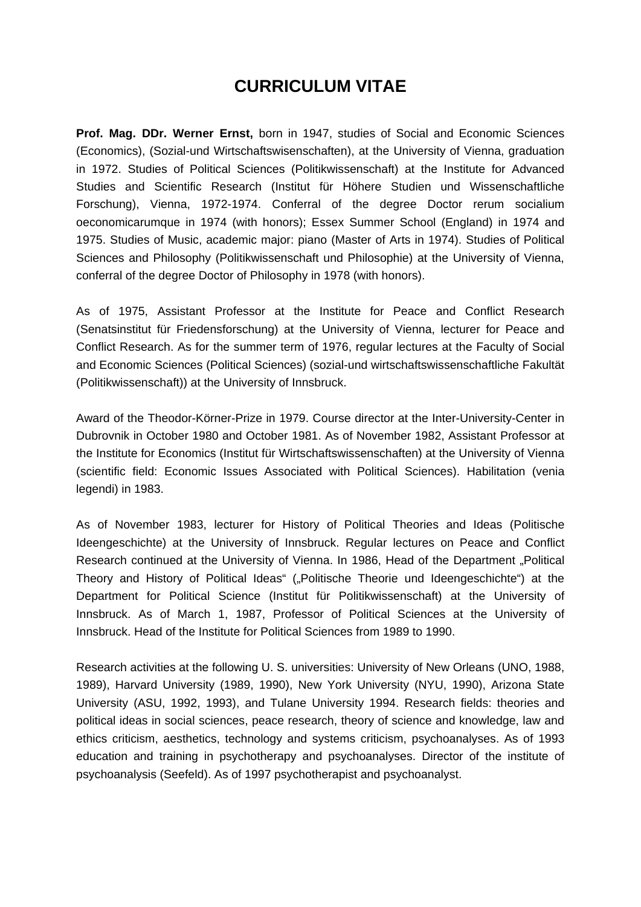# CURRICULUM VITAE

**Prof. Mag. DDr. Werner Ernst,** born in 1947, studies of Social and Economic Sciences (Economics), (Sozial-und Wirtschaftswisenschaften), at the University of Vienna, graduation in 1972. Studies of Political Sciences (Politikwissenschaft) at the Institute for Advanced Studies and Scientific Research (Institut für Höhere Studien und Wissenschaftliche Forschung), Vienna, 1972-1974. Conferral of the degree Doctor rerum socialium oeconomicarumque in 1974 (with honors); Essex Summer School (England) in 1974 and 1975. Studies of Music, academic major: piano (Master of Arts in 1974). Studies of Political Sciences and Philosophy (Politikwissenschaft und Philosophie) at the University of Vienna, conferral of the degree Doctor of Philosophy in 1978 (with honors).

As of 1975, Assistant Professor at the Institute for Peace and Conflict Research (Senatsinstitut für Friedensforschung) at the University of Vienna, lecturer for Peace and Conflict Research. As for the summer term of 1976, regular lectures at the Faculty of Social and Economic Sciences (Political Sciences) (sozial-und wirtschaftswissenschaftliche Fakultät (Politikwissenschaft)) at the University of Innsbruck.

Award of the Theodor-Körner-Prize in 1979. Course director at the Inter-University-Center in Dubrovnik in October 1980 and October 1981. As of November 1982, Assistant Professor at the Institute for Economics (Institut für Wirtschaftswissenschaften) at the University of Vienna (scientific field: Economic Issues Associated with Political Sciences). Habilitation (venia legendi) in 1983.

As of November 1983, lecturer for History of Political Theories and Ideas (Politische Ideengeschichte) at the University of Innsbruck. Regular lectures on Peace and Conflict Research continued at the University of Vienna. In 1986, Head of the Department „Political Theory and History of Political Ideas“ („Politische Theorie und Ideengeschichte“) at the Department for Political Science (Institut für Politikwissenschaft) at the University of Innsbruck. As of March 1, 1987, Professor of Political Sciences at the University of Innsbruck. Head of the Institute for Political Sciences from 1989 to 1990.

Research activities at the following U. S. universities: University of New Orleans (UNO, 1988, 1989), Harvard University (1989, 1990), New York University (NYU, 1990), Arizona State University (ASU, 1992, 1993), and Tulane University 1994. Research fields: theories and political ideas in social sciences, peace research, theory of science and knowledge, law and ethics criticism, aesthetics, technology and systems criticism, psychoanalyses. As of 1993 education and training in psychotherapy and psychoanalyses. Director of the institute of psychoanalysis (Seefeld). As of 1997 psychotherapist and psychoanalyst.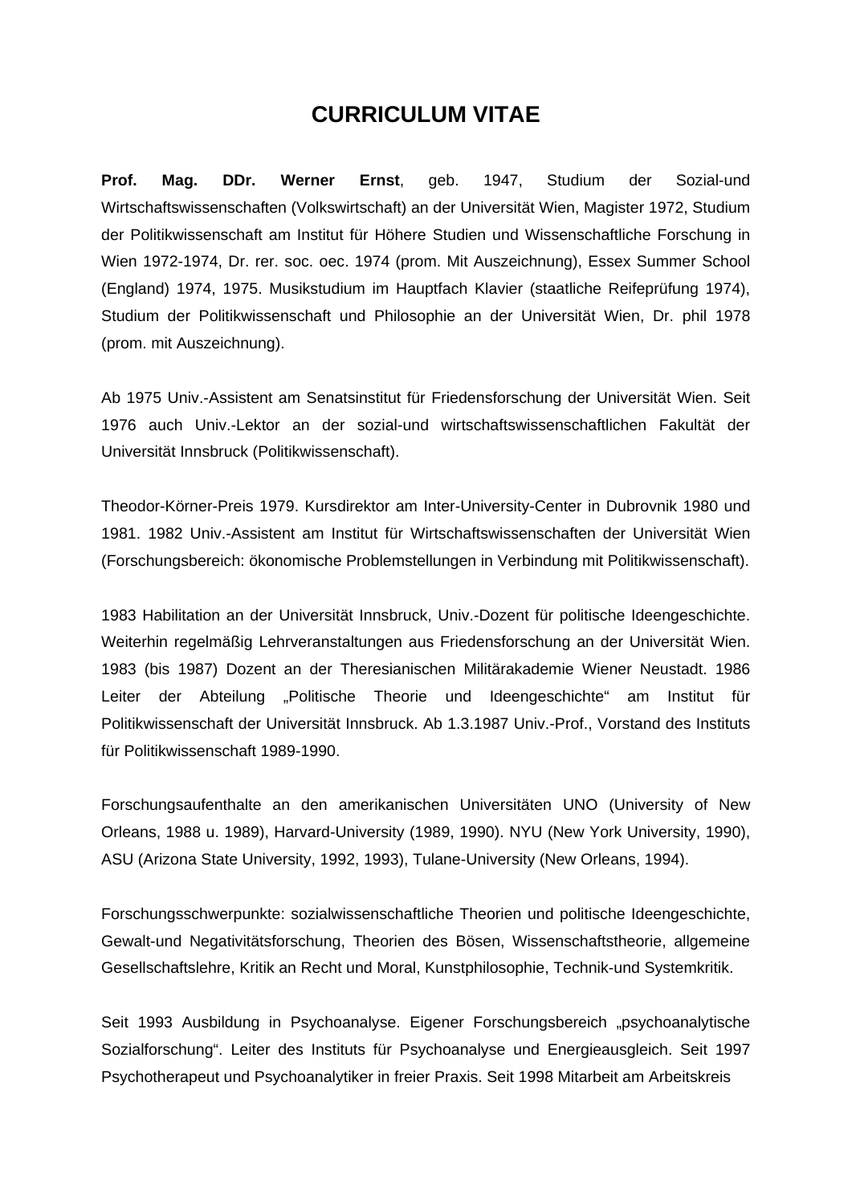# CURRICULUM VITAE

**Prof. Mag. DDr. Werner Ernst**, geb. 1947, Studium der Sozial-und Wirtschaftswissenschaften (Volkswirtschaft) an der Universität Wien, Magister 1972, Studium der Politikwissenschaft am Institut für Höhere Studien und Wissenschaftliche Forschung in Wien 1972-1974, Dr. rer. soc. oec. 1974 (prom. Mit Auszeichnung), Essex Summer School (England) 1974, 1975. Musikstudium im Hauptfach Klavier (staatliche Reifeprüfung 1974), Studium der Politikwissenschaft und Philosophie an der Universität Wien, Dr. phil 1978 (prom. mit Auszeichnung).

Ab 1975 Univ.-Assistent am Senatsinstitut für Friedensforschung der Universität Wien. Seit 1976 auch Univ.-Lektor an der sozial-und wirtschaftswissenschaftlichen Fakultät der Universität Innsbruck (Politikwissenschaft).

Theodor-Körner-Preis 1979. Kursdirektor am Inter-University-Center in Dubrovnik 1980 und 1981. 1982 Univ.-Assistent am Institut für Wirtschaftswissenschaften der Universität Wien (Forschungsbereich: ökonomische Problemstellungen in Verbindung mit Politikwissenschaft).

1983 Habilitation an der Universität Innsbruck, Univ.-Dozent für politische Ideengeschichte. Weiterhin regelmäßig Lehrveranstaltungen aus Friedensforschung an der Universität Wien. 1983 (bis 1987) Dozent an der Theresianischen Militärakademie Wiener Neustadt. 1986 Leiter der Abteilung „Politische Theorie und Ideengeschichte“ am Institut für Politikwissenschaft der Universität Innsbruck. Ab 1.3.1987 Univ.-Prof., Vorstand des Instituts für Politikwissenschaft 1989-1990.

Forschungsaufenthalte an den amerikanischen Universitäten UNO (University of New Orleans, 1988 u. 1989), Harvard-University (1989, 1990). NYU (New York University, 1990), ASU (Arizona State University, 1992, 1993), Tulane-University (New Orleans, 1994).

Forschungsschwerpunkte: sozialwissenschaftliche Theorien und politische Ideengeschichte, Gewalt-und Negativitätsforschung, Theorien des Bösen, Wissenschaftstheorie, allgemeine Gesellschaftslehre, Kritik an Recht und Moral, Kunstphilosophie, Technik-und Systemkritik.

Seit 1993 Ausbildung in Psychoanalyse. Eigener Forschungsbereich „psychoanalytische Sozialforschung“. Leiter des Instituts für Psychoanalyse und Energieausgleich. Seit 1997 Psychotherapeut und Psychoanalytiker in freier Praxis. Seit 1998 Mitarbeit am Arbeitskreis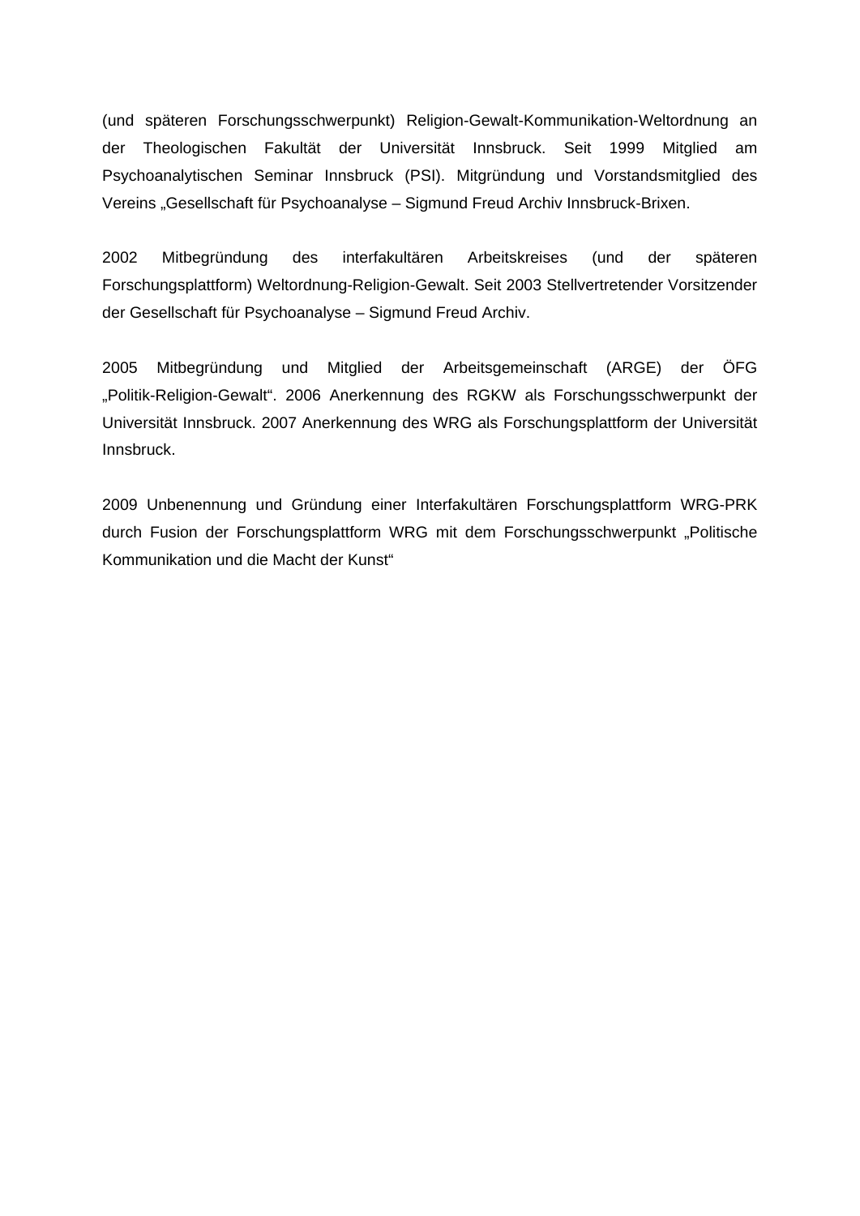(und späteren Forschungsschwerpunkt) Religion-Gewalt-Kommunikation-Weltordnung an der Theologischen Fakultät der Universität Innsbruck. Seit 1999 Mitglied am Psychoanalytischen Seminar Innsbruck (PSI). Mitgründung und Vorstandsmitglied des Vereins „Gesellschaft für Psychoanalyse – Sigmund Freud Archiv Innsbruck-Brixen.

2002 Mitbegründung des interfakultären Arbeitskreises (und der späteren Forschungsplattform) Weltordnung-Religion-Gewalt. Seit 2003 Stellvertretender Vorsitzender der Gesellschaft für Psychoanalyse – Sigmund Freud Archiv.

2005 Mitbegründung und Mitglied der Arbeitsgemeinschaft (ARGE) der ÖFG „Politik-Religion-Gewalt". 2006 Anerkennung des RGKW als Forschungsschwerpunkt der Universität Innsbruck. 2007 Anerkennung des WRG als Forschungsplattform der Universität Innsbruck.

2009 Unbenennung und Gründung einer Interfakultären Forschungsplattform WRG-PRK durch Fusion der Forschungsplattform WRG mit dem Forschungsschwerpunkt „Politische Kommunikation und die Macht der Kunst"